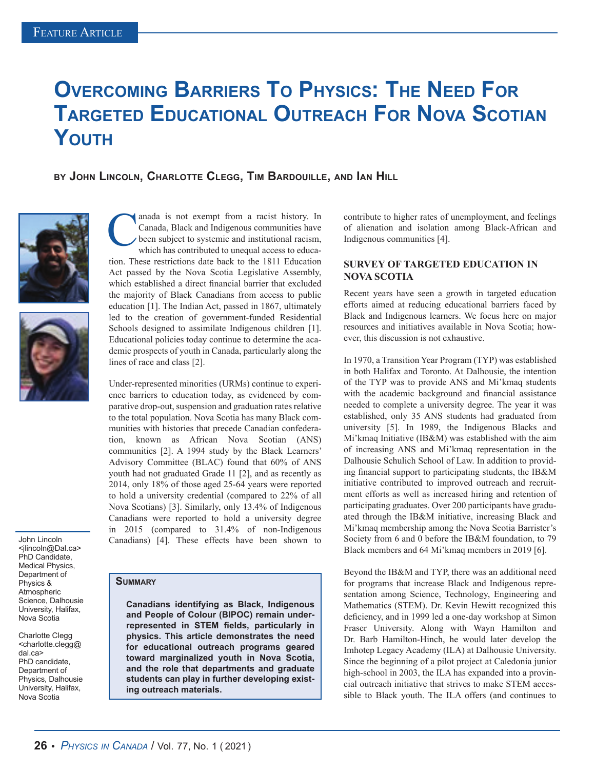Feature Article

# Overcoming Barriers To Physics: The Need For Targeted Educational Outreach For Nova Scotian Youth

**by John Lincoln, Charlotte Clegg, Tim Bardouille, and Ian Hill**

John Lincoln <jlincoln@Dal.ca> PhD Candidate, Medical Physics, Department of Physics & Atmospheric Science, Dalhousie University, Halifax, Nova Scotia

Charlotte Clegg <charlotte.clegg@dal.ca> PhD candidate, Department of Physics, Dalhousie University, Halifax, Nova Scotia

Canada is not exempt from a racist history. In Canada, Black and Indigenous communities have been subject to systemic and institutional racism, which has contributed to unequal access to education. These restrictions date back to the 1811 Education Act passed by the Nova Scotia Legislative Assembly, which established a direct financial barrier that excluded the majority of Black Canadians from access to public education [1]. The Indian Act, passed in 1867, ultimately led to the creation of government-funded Residential Schools designed to assimilate Indigenous children [1]. Educational policies today continue to determine the academic prospects of youth in Canada, particularly along the lines of race and class [2].

Under-represented minorities (URMs) continue to experience barriers to education today, as evidenced by comparative drop-out, suspension and graduation rates relative to the total population. Nova Scotia has many Black communities with histories that precede Canadian confederation, known as African Nova Scotian (ANS) communities [2]. A 1994 study by the Black Learners' Advisory Committee (BLAC) found that 60% of ANS youth had not graduated Grade 11 [2], and as recently as 2014, only 18% of those aged 25-64 years were reported to hold a university credential (compared to 22% of all Nova Scotians) [3]. Similarly, only 13.4% of Indigenous Canadians were reported to hold a university degree in 2015 (compared to 31.4% of non-Indigenous Canadians) [4]. These effects have been shown to contribute to higher rates of unemployment, and feelings of alienation and isolation among Black-African and Indigenous communities [4].

> **Summary**
>
> **Canadians identifying as Black, Indigenous and People of Colour (BIPOC) remain under-represented in STEM fields, particularly in physics. This article demonstrates the need for educational outreach programs geared toward marginalized youth in Nova Scotia, and the role that departments and graduate students can play in further developing existing outreach materials.**

## Survey of Targeted Education in Nova Scotia

Recent years have seen a growth in targeted education efforts aimed at reducing educational barriers faced by Black and Indigenous learners. We focus here on major resources and initiatives available in Nova Scotia; however, this discussion is not exhaustive.

In 1970, a Transition Year Program (TYP) was established in both Halifax and Toronto. At Dalhousie, the intention of the TYP was to provide ANS and Mi'kmaq students with the academic background and financial assistance needed to complete a university degree. The year it was established, only 35 ANS students had graduated from university [5]. In 1989, the Indigenous Blacks and Mi'kmaq Initiative (IB&M) was established with the aim of increasing ANS and Mi'kmaq representation in the Dalhousie Schulich School of Law. In addition to providing financial support to participating students, the IB&M initiative contributed to improved outreach and recruitment efforts as well as increased hiring and retention of participating graduates. Over 200 participants have graduated through the IB&M initiative, increasing Black and Mi'kmaq membership among the Nova Scotia Barrister's Society from 6 and 0 before the IB&M foundation, to 79 Black members and 64 Mi'kmaq members in 2019 [6].

Beyond the IB&M and TYP, there was an additional need for programs that increase Black and Indigenous representation among Science, Technology, Engineering and Mathematics (STEM). Dr. Kevin Hewitt recognized this deficiency, and in 1999 led a one-day workshop at Simon Fraser University. Along with Wayn Hamilton and Dr. Barb Hamilton-Hinch, he would later develop the Imhotep Legacy Academy (ILA) at Dalhousie University. Since the beginning of a pilot project at Caledonia junior high-school in 2003, the ILA has expanded into a provincial outreach initiative that strives to make STEM accessible to Black youth. The ILA offers (and continues to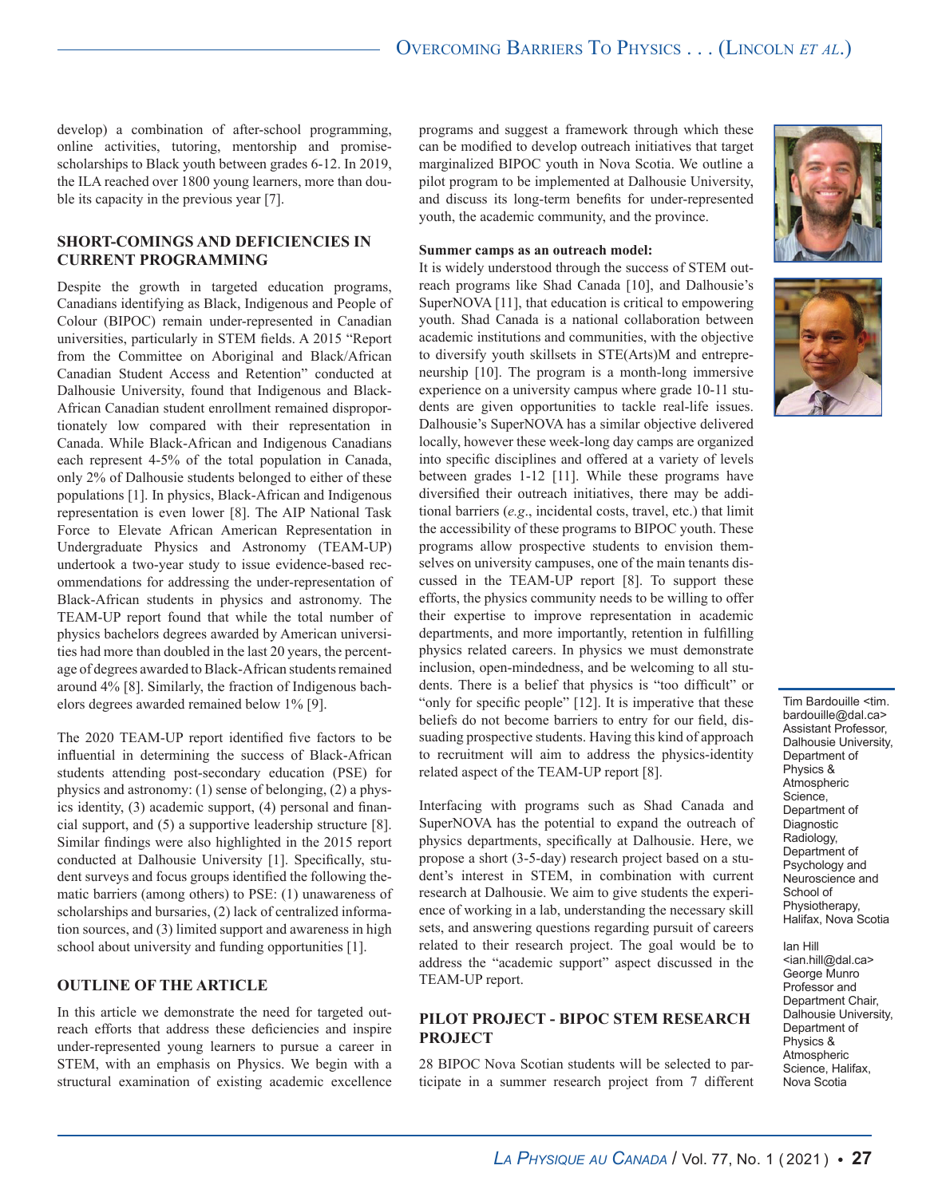develop) a combination of after-school programming, online activities, tutoring, mentorship and promise-scholarships to Black youth between grades 6-12. In 2019, the ILA reached over 1800 young learners, more than double its capacity in the previous year [7].

## SHORT-COMINGS AND DEFICIENCIES IN CURRENT PROGRAMMING

Despite the growth in targeted education programs, Canadians identifying as Black, Indigenous and People of Colour (BIPOC) remain under-represented in Canadian universities, particularly in STEM fields. A 2015 "Report from the Committee on Aboriginal and Black/African Canadian Student Access and Retention" conducted at Dalhousie University, found that Indigenous and Black-African Canadian student enrollment remained disproportionately low compared with their representation in Canada. While Black-African and Indigenous Canadians each represent 4-5% of the total population in Canada, only 2% of Dalhousie students belonged to either of these populations [1]. In physics, Black-African and Indigenous representation is even lower [8]. The AIP National Task Force to Elevate African American Representation in Undergraduate Physics and Astronomy (TEAM-UP) undertook a two-year study to issue evidence-based recommendations for addressing the under-representation of Black-African students in physics and astronomy. The TEAM-UP report found that while the total number of physics bachelors degrees awarded by American universities had more than doubled in the last 20 years, the percentage of degrees awarded to Black-African students remained around 4% [8]. Similarly, the fraction of Indigenous bachelors degrees awarded remained below 1% [9].

The 2020 TEAM-UP report identified five factors to be influential in determining the success of Black-African students attending post-secondary education (PSE) for physics and astronomy: (1) sense of belonging, (2) a physics identity, (3) academic support, (4) personal and financial support, and (5) a supportive leadership structure [8]. Similar findings were also highlighted in the 2015 report conducted at Dalhousie University [1]. Specifically, student surveys and focus groups identified the following thematic barriers (among others) to PSE: (1) unawareness of scholarships and bursaries, (2) lack of centralized information sources, and (3) limited support and awareness in high school about university and funding opportunities [1].

## OUTLINE OF THE ARTICLE

In this article we demonstrate the need for targeted outreach efforts that address these deficiencies and inspire under-represented young learners to pursue a career in STEM, with an emphasis on Physics. We begin with a structural examination of existing academic excellence programs and suggest a framework through which these can be modified to develop outreach initiatives that target marginalized BIPOC youth in Nova Scotia. We outline a pilot program to be implemented at Dalhousie University, and discuss its long-term benefits for under-represented youth, the academic community, and the province.

**Summer camps as an outreach model:**
It is widely understood through the success of STEM outreach programs like Shad Canada [10], and Dalhousie's SuperNOVA [11], that education is critical to empowering youth. Shad Canada is a national collaboration between academic institutions and communities, with the objective to diversify youth skillsets in STE(Arts)M and entrepreneurship [10]. The program is a month-long immersive experience on a university campus where grade 10-11 students are given opportunities to tackle real-life issues. Dalhousie's SuperNOVA has a similar objective delivered locally, however these week-long day camps are organized into specific disciplines and offered at a variety of levels between grades 1-12 [11]. While these programs have diversified their outreach initiatives, there may be additional barriers (*e.g.*, incidental costs, travel, etc.) that limit the accessibility of these programs to BIPOC youth. These programs allow prospective students to envision themselves on university campuses, one of the main tenants discussed in the TEAM-UP report [8]. To support these efforts, the physics community needs to be willing to offer their expertise to improve representation in academic departments, and more importantly, retention in fulfilling physics related careers. In physics we must demonstrate inclusion, open-mindedness, and be welcoming to all students. There is a belief that physics is "too difficult" or "only for specific people" [12]. It is imperative that these beliefs do not become barriers to entry for our field, dissuading prospective students. Having this kind of approach to recruitment will aim to address the physics-identity related aspect of the TEAM-UP report [8].

Interfacing with programs such as Shad Canada and SuperNOVA has the potential to expand the outreach of physics departments, specifically at Dalhousie. Here, we propose a short (3-5-day) research project based on a student's interest in STEM, in combination with current research at Dalhousie. We aim to give students the experience of working in a lab, understanding the necessary skill sets, and answering questions regarding pursuit of careers related to their research project. The goal would be to address the "academic support" aspect discussed in the TEAM-UP report.

## PILOT PROJECT - BIPOC STEM RESEARCH PROJECT

28 BIPOC Nova Scotian students will be selected to participate in a summer research project from 7 different

Tim Bardouille <tim.bardouille@dal.ca> Assistant Professor, Dalhousie University, Department of Physics & Atmospheric Science, Department of Diagnostic Radiology, Department of Psychology and Neuroscience and School of Physiotherapy, Halifax, Nova Scotia

Ian Hill <ian.hill@dal.ca> George Munro Professor and Department Chair, Dalhousie University, Department of Physics & Atmospheric Science, Halifax, Nova Scotia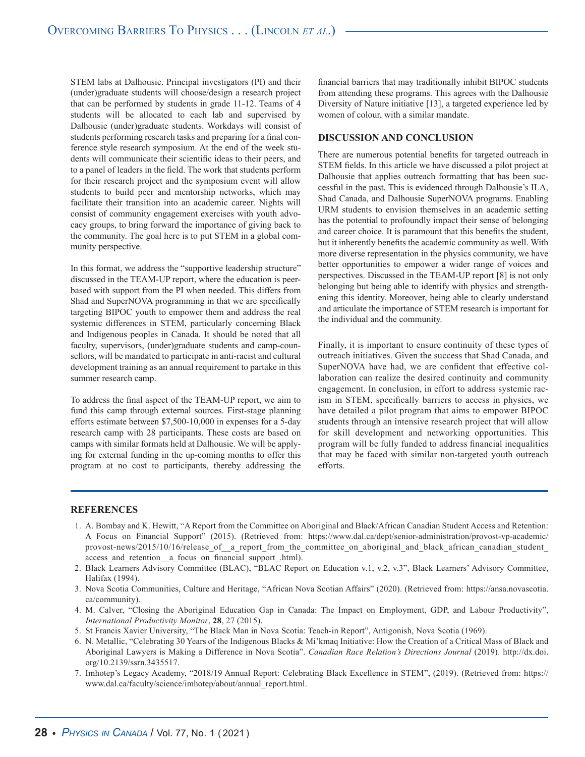STEM labs at Dalhousie. Principal investigators (PI) and their (under)graduate students will choose/design a research project that can be performed by students in grade 11-12. Teams of 4 students will be allocated to each lab and supervised by Dalhousie (under)graduate students. Workdays will consist of students performing research tasks and preparing for a final conference style research symposium. At the end of the week students will communicate their scientific ideas to their peers, and to a panel of leaders in the field. The work that students perform for their research project and the symposium event will allow students to build peer and mentorship networks, which may facilitate their transition into an academic career. Nights will consist of community engagement exercises with youth advocacy groups, to bring forward the importance of giving back to the community. The goal here is to put STEM in a global community perspective.

In this format, we address the "supportive leadership structure" discussed in the TEAM-UP report, where the education is peer-based with support from the PI when needed. This differs from Shad and SuperNOVA programming in that we are specifically targeting BIPOC youth to empower them and address the real systemic differences in STEM, particularly concerning Black and Indigenous peoples in Canada. It should be noted that all faculty, supervisors, (under)graduate students and camp-counsellors, will be mandated to participate in anti-racist and cultural development training as an annual requirement to partake in this summer research camp.

To address the final aspect of the TEAM-UP report, we aim to fund this camp through external sources. First-stage planning efforts estimate between $7,500-10,000 in expenses for a 5-day research camp with 28 participants. These costs are based on camps with similar formats held at Dalhousie. We will be applying for external funding in the up-coming months to offer this program at no cost to participants, thereby addressing the financial barriers that may traditionally inhibit BIPOC students from attending these programs. This agrees with the Dalhousie Diversity of Nature initiative [13], a targeted experience led by women of colour, with a similar mandate.

## DISCUSSION AND CONCLUSION

There are numerous potential benefits for targeted outreach in STEM fields. In this article we have discussed a pilot project at Dalhousie that applies outreach formatting that has been successful in the past. This is evidenced through Dalhousie's ILA, Shad Canada, and Dalhousie SuperNOVA programs. Enabling URM students to envision themselves in an academic setting has the potential to profoundly impact their sense of belonging and career choice. It is paramount that this benefits the student, but it inherently benefits the academic community as well. With more diverse representation in the physics community, we have better opportunities to empower a wider range of voices and perspectives. Discussed in the TEAM-UP report [8] is not only belonging but being able to identify with physics and strengthening this identity. Moreover, being able to clearly understand and articulate the importance of STEM research is important for the individual and the community.

Finally, it is important to ensure continuity of these types of outreach initiatives. Given the success that Shad Canada, and SuperNOVA have had, we are confident that effective collaboration can realize the desired continuity and community engagement. In conclusion, in effort to address systemic racism in STEM, specifically barriers to access in physics, we have detailed a pilot program that aims to empower BIPOC students through an intensive research project that will allow for skill development and networking opportunities. This program will be fully funded to address financial inequalities that may be faced with similar non-targeted youth outreach efforts.

## REFERENCES

1. A. Bombay and K. Hewitt, "A Report from the Committee on Aboriginal and Black/African Canadian Student Access and Retention: A Focus on Financial Support" (2015). (Retrieved from: https://www.dal.ca/dept/senior-administration/provost-vp-academic/provost-news/2015/10/16/release_of__a_report_from_the_committee_on_aboriginal_and_black_african_canadian_student_access_and_retention__a_focus_on_financial_support_.html).
2. Black Learners Advisory Committee (BLAC), "BLAC Report on Education v.1, v.2, v.3", Black Learners' Advisory Committee, Halifax (1994).
3. Nova Scotia Communities, Culture and Heritage, "African Nova Scotian Affairs" (2020). (Retrieved from: https://ansa.novascotia.ca/community).
4. M. Calver, "Closing the Aboriginal Education Gap in Canada: The Impact on Employment, GDP, and Labour Productivity", *International Productivity Monitor*, **28**, 27 (2015).
5. St Francis Xavier University, "The Black Man in Nova Scotia: Teach-in Report", Antigonish, Nova Scotia (1969).
6. N. Metallic, "Celebrating 30 Years of the Indigenous Blacks & Mi'kmaq Initiative: How the Creation of a Critical Mass of Black and Aboriginal Lawyers is Making a Difference in Nova Scotia". *Canadian Race Relation's Directions Journal* (2019). http://dx.doi.org/10.2139/ssrn.3435517.
7. Imhotep's Legacy Academy, "2018/19 Annual Report: Celebrating Black Excellence in STEM", (2019). (Retrieved from: https://www.dal.ca/faculty/science/imhotep/about/annual_report.html.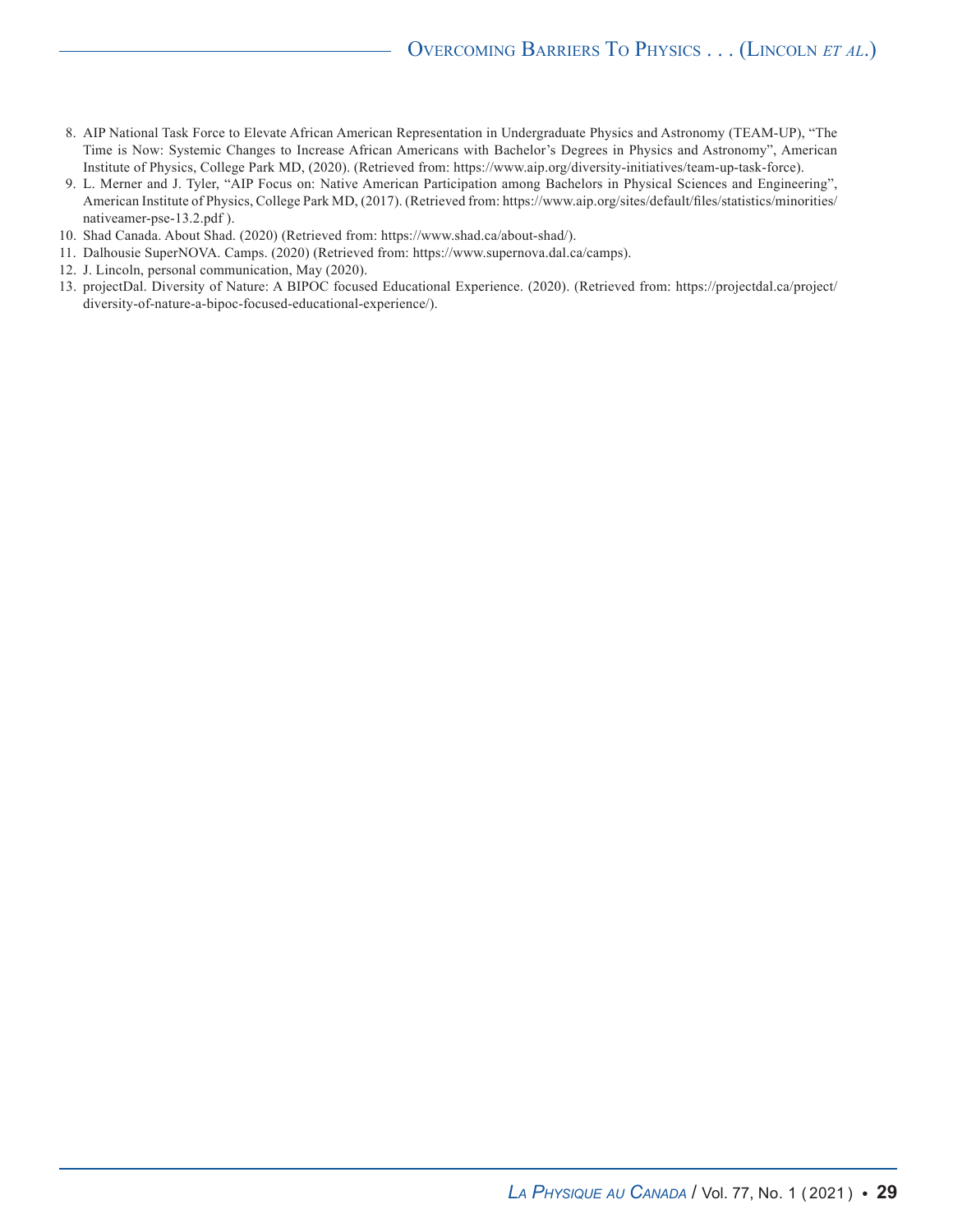8. AIP National Task Force to Elevate African American Representation in Undergraduate Physics and Astronomy (TEAM-UP), “The Time is Now: Systemic Changes to Increase African Americans with Bachelor’s Degrees in Physics and Astronomy”, American Institute of Physics, College Park MD, (2020). (Retrieved from: https://www.aip.org/diversity-initiatives/team-up-task-force).
9. L. Merner and J. Tyler, “AIP Focus on: Native American Participation among Bachelors in Physical Sciences and Engineering”, American Institute of Physics, College Park MD, (2017). (Retrieved from: https://www.aip.org/sites/default/files/statistics/minorities/nativeamer-pse-13.2.pdf ).
10. Shad Canada. About Shad. (2020) (Retrieved from: https://www.shad.ca/about-shad/).
11. Dalhousie SuperNOVA. Camps. (2020) (Retrieved from: https://www.supernova.dal.ca/camps).
12. J. Lincoln, personal communication, May (2020).
13. projectDal. Diversity of Nature: A BIPOC focused Educational Experience. (2020). (Retrieved from: https://projectdal.ca/project/diversity-of-nature-a-bipoc-focused-educational-experience/).